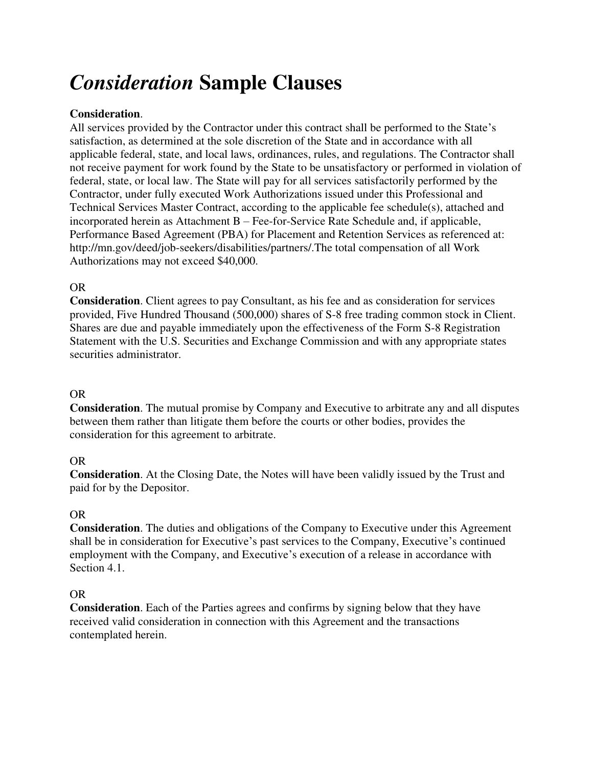# *Consideration* Sample Clauses

**Consideration**.
All services provided by the Contractor under this contract shall be performed to the State's satisfaction, as determined at the sole discretion of the State and in accordance with all applicable federal, state, and local laws, ordinances, rules, and regulations. The Contractor shall not receive payment for work found by the State to be unsatisfactory or performed in violation of federal, state, or local law. The State will pay for all services satisfactorily performed by the Contractor, under fully executed Work Authorizations issued under this Professional and Technical Services Master Contract, according to the applicable fee schedule(s), attached and incorporated herein as Attachment B – Fee-for-Service Rate Schedule and, if applicable, Performance Based Agreement (PBA) for Placement and Retention Services as referenced at: http://mn.gov/deed/job-seekers/disabilities/partners/.The total compensation of all Work Authorizations may not exceed $40,000.

OR
**Consideration**. Client agrees to pay Consultant, as his fee and as consideration for services provided, Five Hundred Thousand (500,000) shares of S-8 free trading common stock in Client. Shares are due and payable immediately upon the effectiveness of the Form S-8 Registration Statement with the U.S. Securities and Exchange Commission and with any appropriate states securities administrator.

OR
**Consideration**. The mutual promise by Company and Executive to arbitrate any and all disputes between them rather than litigate them before the courts or other bodies, provides the consideration for this agreement to arbitrate.

OR
**Consideration**. At the Closing Date, the Notes will have been validly issued by the Trust and paid for by the Depositor.

OR
**Consideration**. The duties and obligations of the Company to Executive under this Agreement shall be in consideration for Executive's past services to the Company, Executive's continued employment with the Company, and Executive's execution of a release in accordance with Section 4.1.

OR
**Consideration**. Each of the Parties agrees and confirms by signing below that they have received valid consideration in connection with this Agreement and the transactions contemplated herein.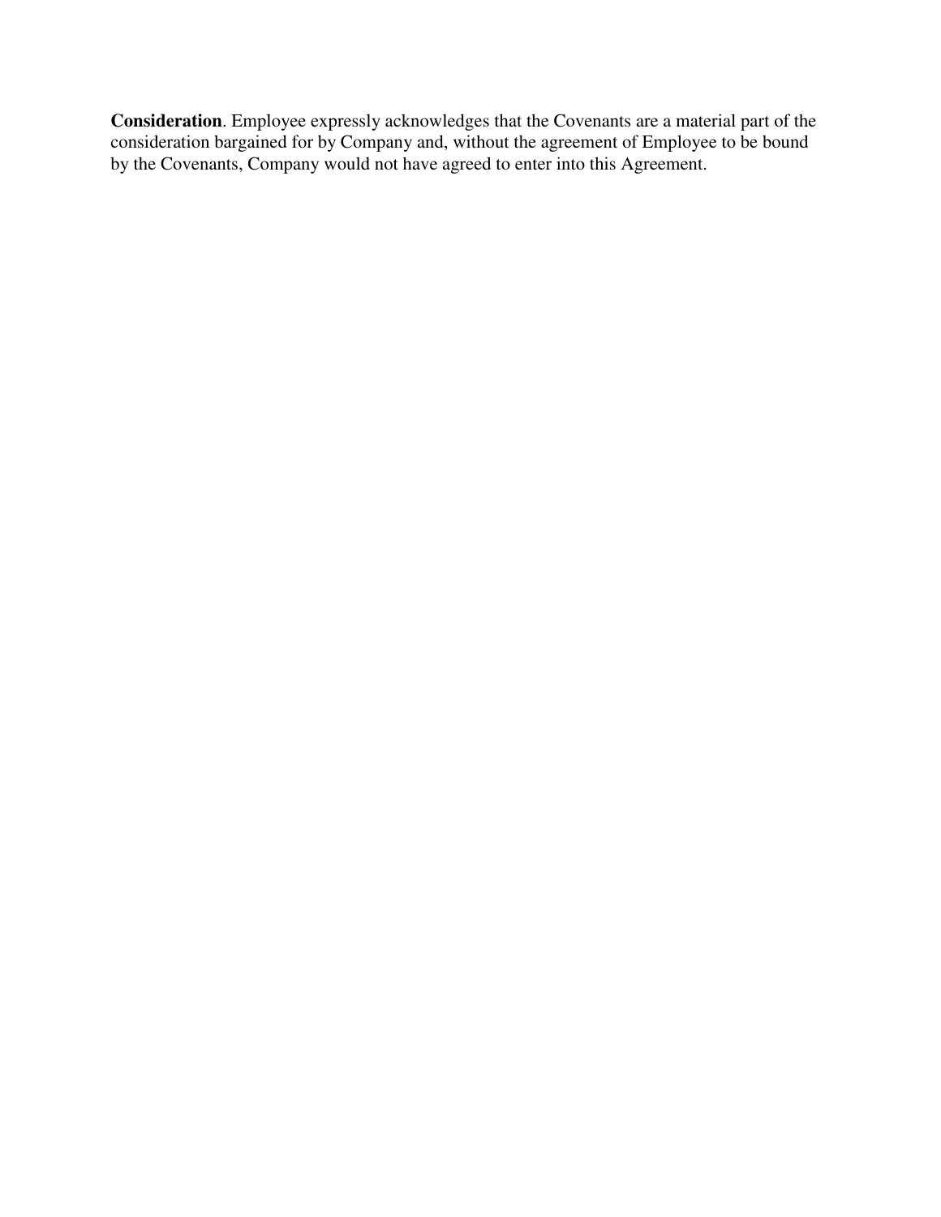**Consideration**. Employee expressly acknowledges that the Covenants are a material part of the consideration bargained for by Company and, without the agreement of Employee to be bound by the Covenants, Company would not have agreed to enter into this Agreement.